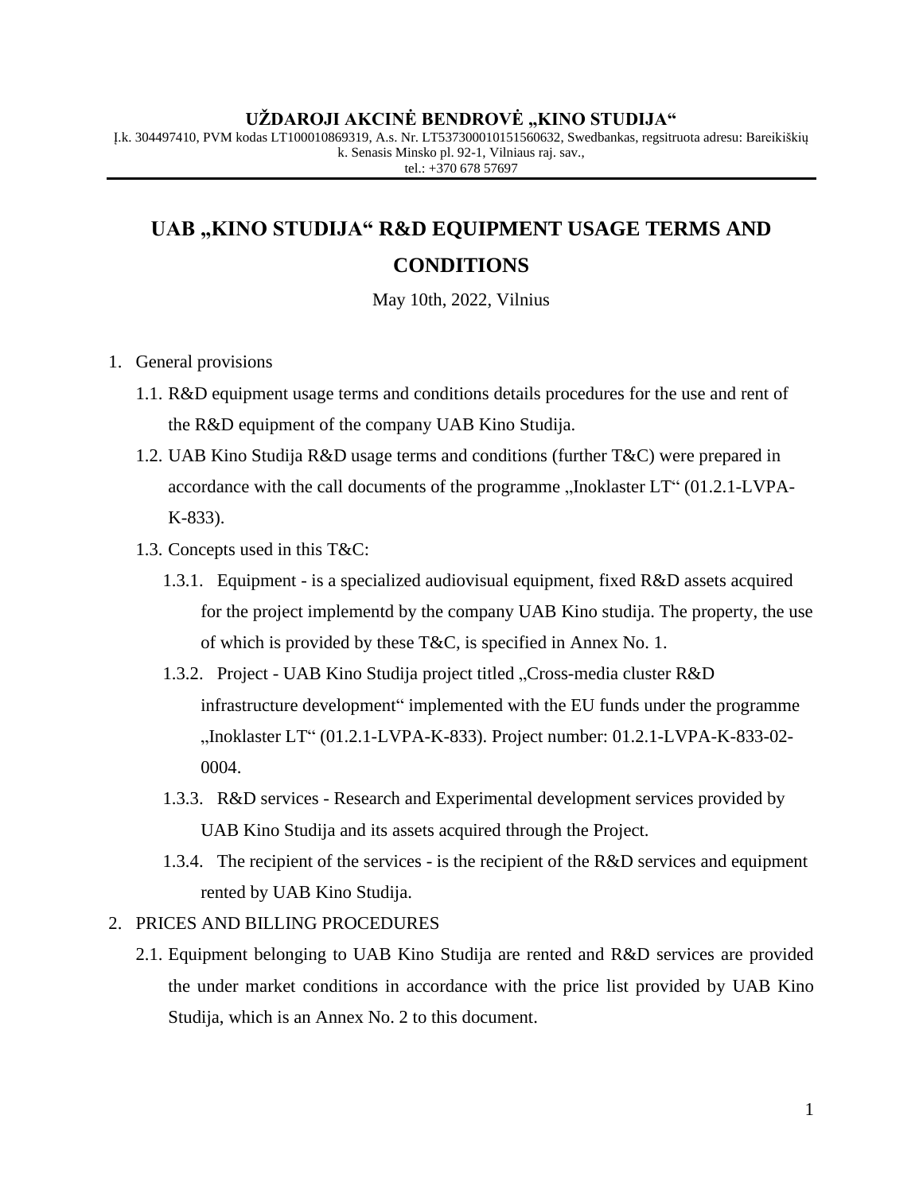**UŽDAROJI AKCINĖ BENDROVĖ „KINO STUDIJA"**

Į.k. 304497410, PVM kodas LT100010869319, A.s. Nr. LT537300010151560632, Swedbankas, regsitruota adresu: Bareikiškių k. Senasis Minsko pl. 92-1, Vilniaus raj. sav.,
tel.: +370 678 57697

# UAB „KINO STUDIJA" R&D EQUIPMENT USAGE TERMS AND CONDITIONS

May 10th, 2022, Vilnius

1. General provisions
    1.1. R&D equipment usage terms and conditions details procedures for the use and rent of the R&D equipment of the company UAB Kino Studija.
    1.2. UAB Kino Studija R&D usage terms and conditions (further T&C) were prepared in accordance with the call documents of the programme „Inoklaster LT" (01.2.1-LVPA-K-833).
    1.3. Concepts used in this T&C:
        1.3.1. Equipment - is a specialized audiovisual equipment, fixed R&D assets acquired for the project implementd by the company UAB Kino studija. The property, the use of which is provided by these T&C, is specified in Annex No. 1.
        1.3.2. Project - UAB Kino Studija project titled „Cross-media cluster R&D infrastructure development" implemented with the EU funds under the programme „Inoklaster LT" (01.2.1-LVPA-K-833). Project number: 01.2.1-LVPA-K-833-02-0004.
        1.3.3. R&D services - Research and Experimental development services provided by UAB Kino Studija and its assets acquired through the Project.
        1.3.4. The recipient of the services - is the recipient of the R&D services and equipment rented by UAB Kino Studija.
2. PRICES AND BILLING PROCEDURES
    2.1. Equipment belonging to UAB Kino Studija are rented and R&D services are provided the under market conditions in accordance with the price list provided by UAB Kino Studija, which is an Annex No. 2 to this document.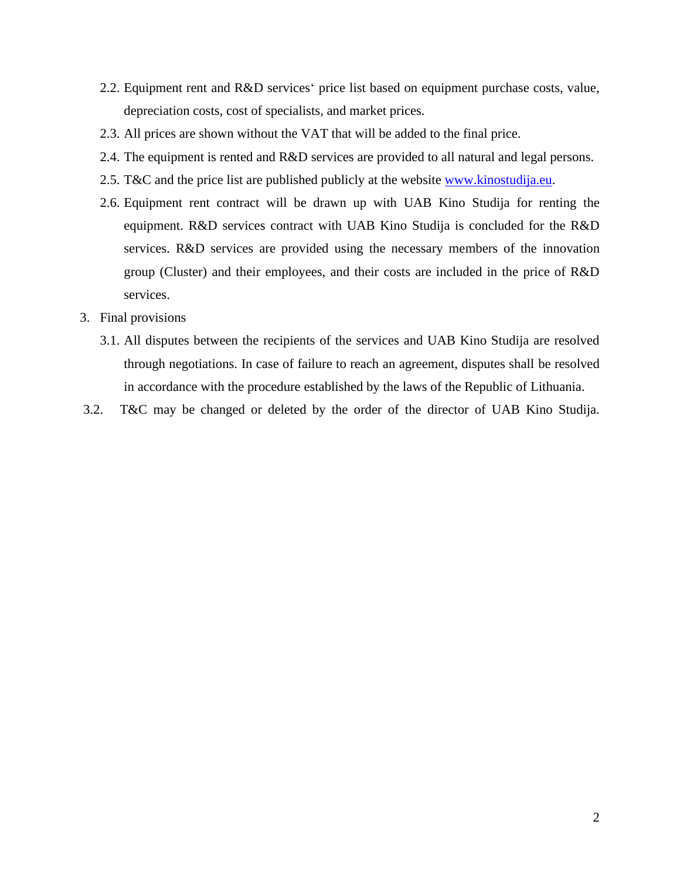2.2. Equipment rent and R&D services‘ price list based on equipment purchase costs, value, depreciation costs, cost of specialists, and market prices.

2.3. All prices are shown without the VAT that will be added to the final price.

2.4. The equipment is rented and R&D services are provided to all natural and legal persons.

2.5. T&C and the price list are published publicly at the website www.kinostudija.eu.

2.6. Equipment rent contract will be drawn up with UAB Kino Studija for renting the equipment. R&D services contract with UAB Kino Studija is concluded for the R&D services. R&D services are provided using the necessary members of the innovation group (Cluster) and their employees, and their costs are included in the price of R&D services.

3. Final provisions

3.1. All disputes between the recipients of the services and UAB Kino Studija are resolved through negotiations. In case of failure to reach an agreement, disputes shall be resolved in accordance with the procedure established by the laws of the Republic of Lithuania.

3.2. T&C may be changed or deleted by the order of the director of UAB Kino Studija.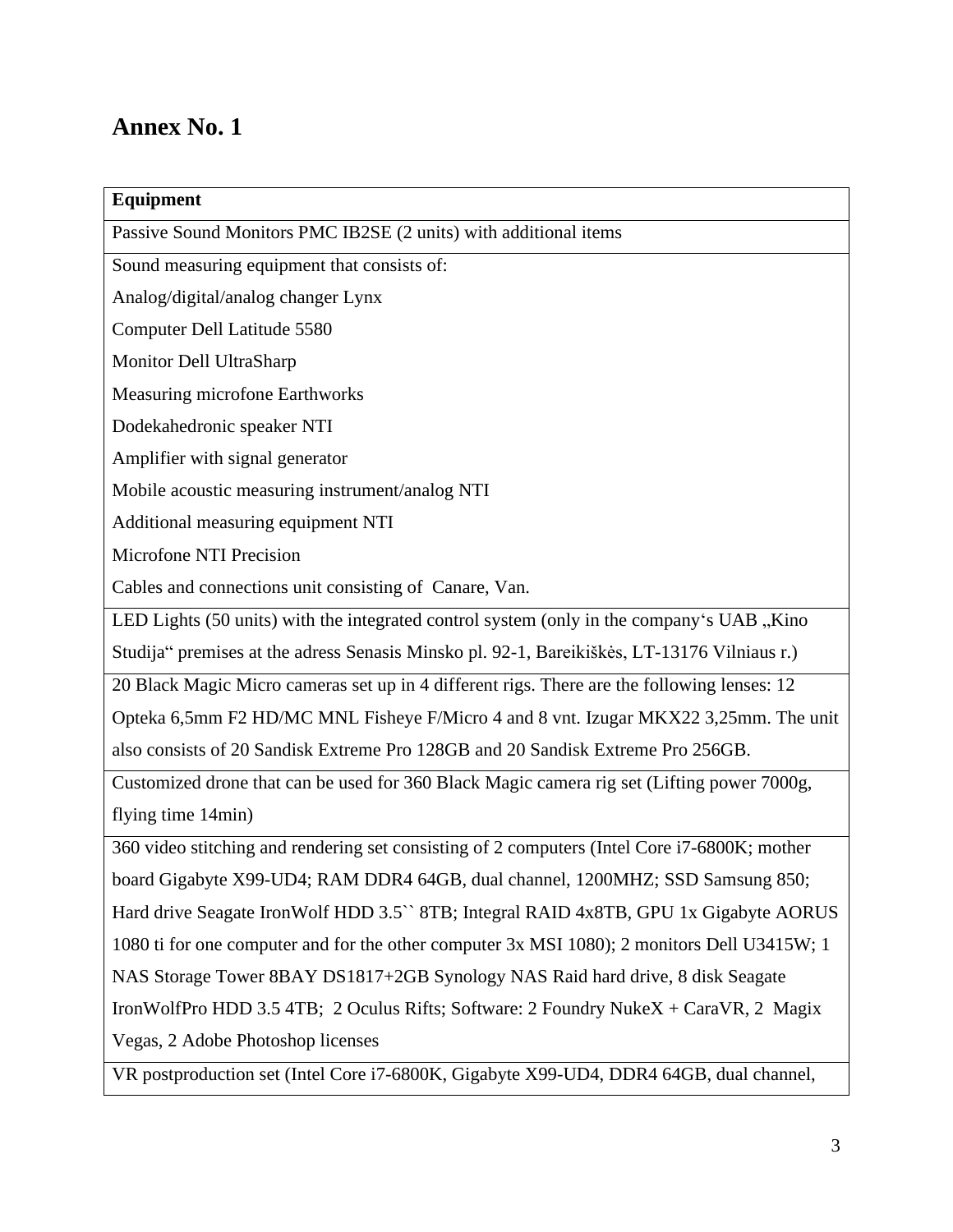# Annex No. 1

| Equipment |
| --- |
| Passive Sound Monitors PMC IB2SE (2 units) with additional items |
| Sound measuring equipment that consists of:<br>Analog/digital/analog changer Lynx<br>Computer Dell Latitude 5580<br>Monitor Dell UltraSharp<br>Measuring microfone Earthworks<br>Dodekahedronic speaker NTI<br>Amplifier with signal generator<br>Mobile acoustic measuring instrument/analog NTI<br>Additional measuring equipment NTI<br>Microfone NTI Precision<br>Cables and connections unit consisting of  Canare, Van. |
| LED Lights (50 units) with the integrated control system (only in the company‘s UAB „Kino Studija“ premises at the adress Senasis Minsko pl. 92-1, Bareikiškės, LT-13176 Vilniaus r.) |
| 20 Black Magic Micro cameras set up in 4 different rigs. There are the following lenses: 12 Opteka 6,5mm F2 HD/MC MNL Fisheye F/Micro 4 and 8 vnt. Izugar MKX22 3,25mm. The unit also consists of 20 Sandisk Extreme Pro 128GB and 20 Sandisk Extreme Pro 256GB. |
| Customized drone that can be used for 360 Black Magic camera rig set (Lifting power 7000g, flying time 14min) |
| 360 video stitching and rendering set consisting of 2 computers (Intel Core i7-6800K; mother board Gigabyte X99-UD4; RAM DDR4 64GB, dual channel, 1200MHZ; SSD Samsung 850; Hard drive Seagate IronWolf HDD 3.5`` 8TB; Integral RAID 4x8TB, GPU 1x Gigabyte AORUS 1080 ti for one computer and for the other computer 3x MSI 1080); 2 monitors Dell U3415W; 1 NAS Storage Tower 8BAY DS1817+2GB Synology NAS Raid hard drive, 8 disk Seagate IronWolfPro HDD 3.5 4TB;  2 Oculus Rifts; Software: 2 Foundry NukeX + CaraVR, 2  Magix Vegas, 2 Adobe Photoshop licenses |
| VR postproduction set (Intel Core i7-6800K, Gigabyte X99-UD4, DDR4 64GB, dual channel, |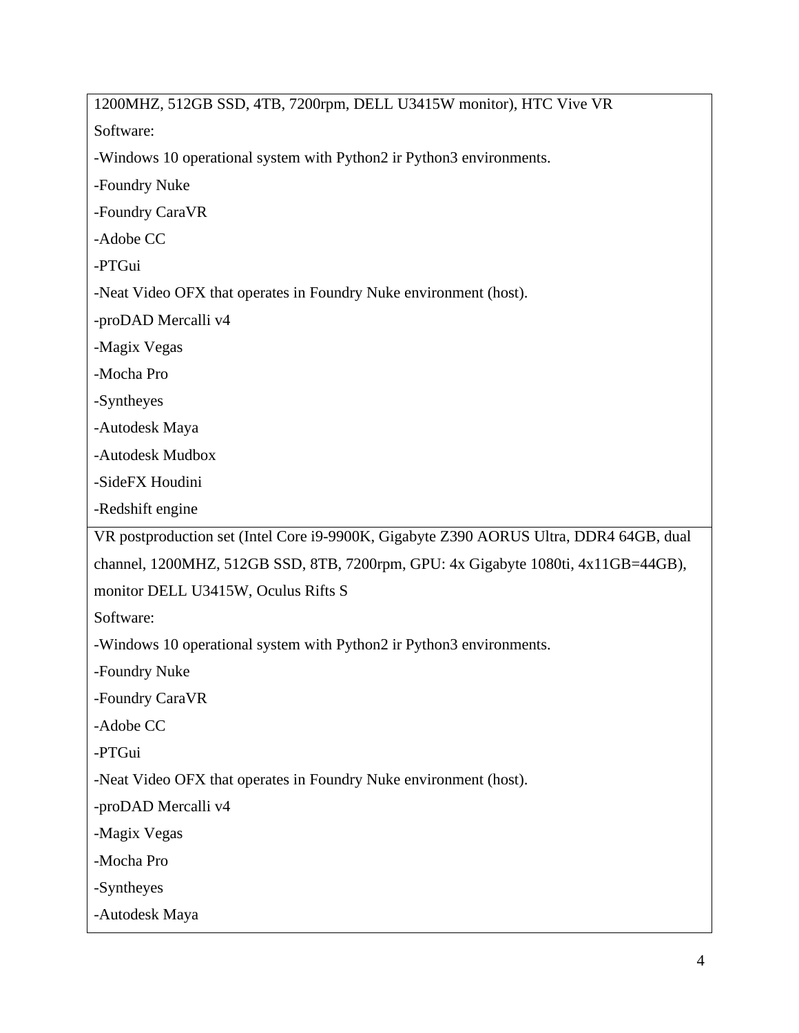| 1200MHZ, 512GB SSD, 4TB, 7200rpm, DELL U3415W monitor), HTC Vive VR<br>Software:<br>-Windows 10 operational system with Python2 ir Python3 environments.<br>-Foundry Nuke<br>-Foundry CaraVR<br>-Adobe CC<br>-PTGui<br>-Neat Video OFX that operates in Foundry Nuke environment (host).<br>-proDAD Mercalli v4<br>-Magix Vegas<br>-Mocha Pro<br>-Syntheyes<br>-Autodesk Maya<br>-Autodesk Mudbox<br>-SideFX Houdini<br>-Redshift engine |
|---|
| VR postproduction set (Intel Core i9-9900K, Gigabyte Z390 AORUS Ultra, DDR4 64GB, dual channel, 1200MHZ, 512GB SSD, 8TB, 7200rpm, GPU: 4x Gigabyte 1080ti, 4x11GB=44GB), monitor DELL U3415W, Oculus Rifts S<br>Software:<br>-Windows 10 operational system with Python2 ir Python3 environments.<br>-Foundry Nuke<br>-Foundry CaraVR<br>-Adobe CC<br>-PTGui<br>-Neat Video OFX that operates in Foundry Nuke environment (host).<br>-proDAD Mercalli v4<br>-Magix Vegas<br>-Mocha Pro<br>-Syntheyes<br>-Autodesk Maya |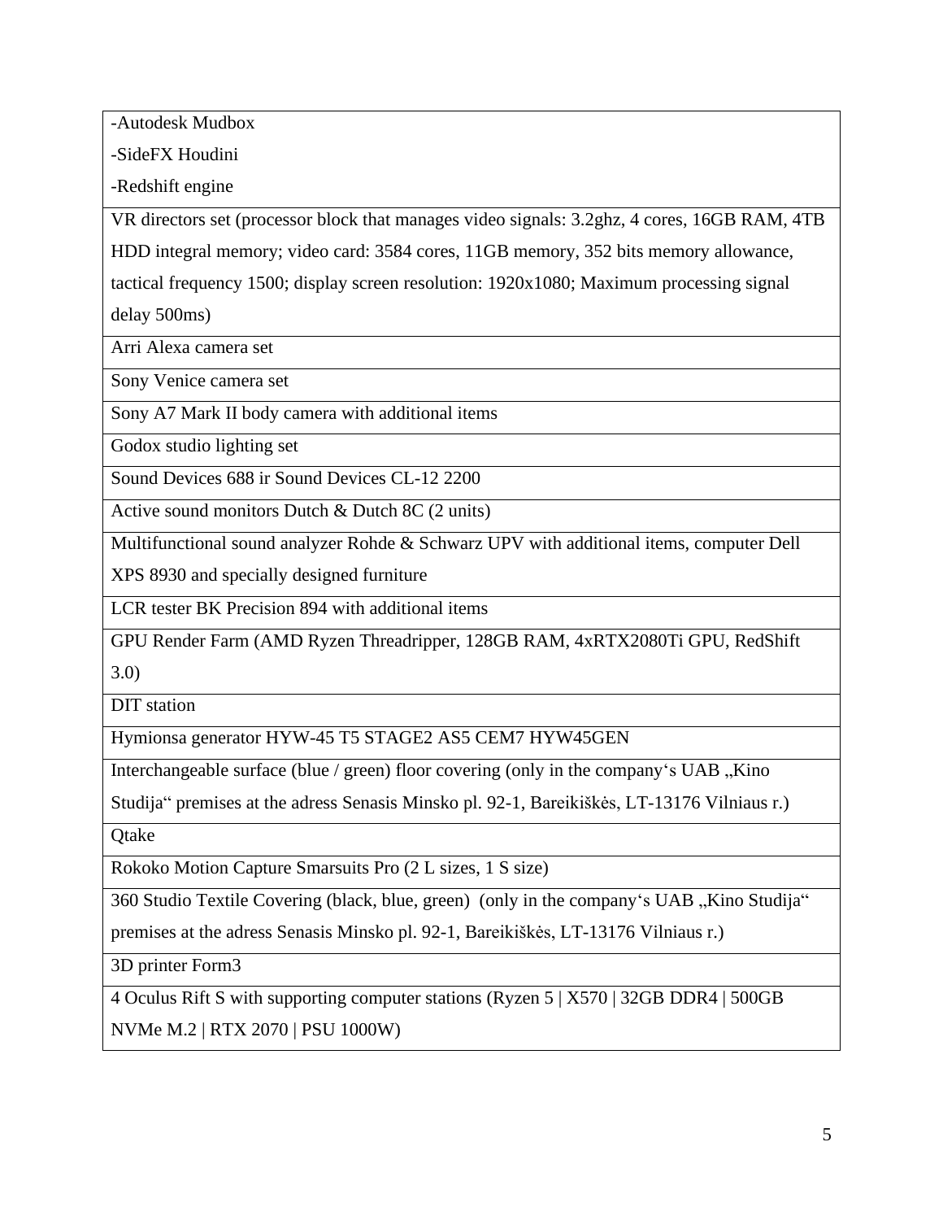| -Autodesk Mudbox<br>-SideFX Houdini<br>-Redshift engine |
|---|
| VR directors set (processor block that manages video signals: 3.2ghz, 4 cores, 16GB RAM, 4TB HDD integral memory; video card: 3584 cores, 11GB memory, 352 bits memory allowance, tactical frequency 1500; display screen resolution: 1920x1080; Maximum processing signal delay 500ms) |
| Arri Alexa camera set |
| Sony Venice camera set |
| Sony A7 Mark II body camera with additional items |
| Godox studio lighting set |
| Sound Devices 688 ir Sound Devices CL-12 2200 |
| Active sound monitors Dutch & Dutch 8C (2 units) |
| Multifunctional sound analyzer Rohde & Schwarz UPV with additional items, computer Dell XPS 8930 and specially designed furniture |
| LCR tester BK Precision 894 with additional items |
| GPU Render Farm (AMD Ryzen Threadripper, 128GB RAM, 4xRTX2080Ti GPU, RedShift 3.0) |
| DIT station |
| Hymionsa generator HYW-45 T5 STAGE2 AS5 CEM7 HYW45GEN |
| Interchangeable surface (blue / green) floor covering (only in the company's UAB „Kino Studija" premises at the adress Senasis Minsko pl. 92-1, Bareikiškės, LT-13176 Vilniaus r.) |
| Qtake |
| Rokoko Motion Capture Smarsuits Pro (2 L sizes, 1 S size) |
| 360 Studio Textile Covering (black, blue, green) (only in the company's UAB „Kino Studija" premises at the adress Senasis Minsko pl. 92-1, Bareikiškės, LT-13176 Vilniaus r.) |
| 3D printer Form3 |
| 4 Oculus Rift S with supporting computer stations (Ryzen 5 \| X570 \| 32GB DDR4 \| 500GB NVMe M.2 \| RTX 2070 \| PSU 1000W) |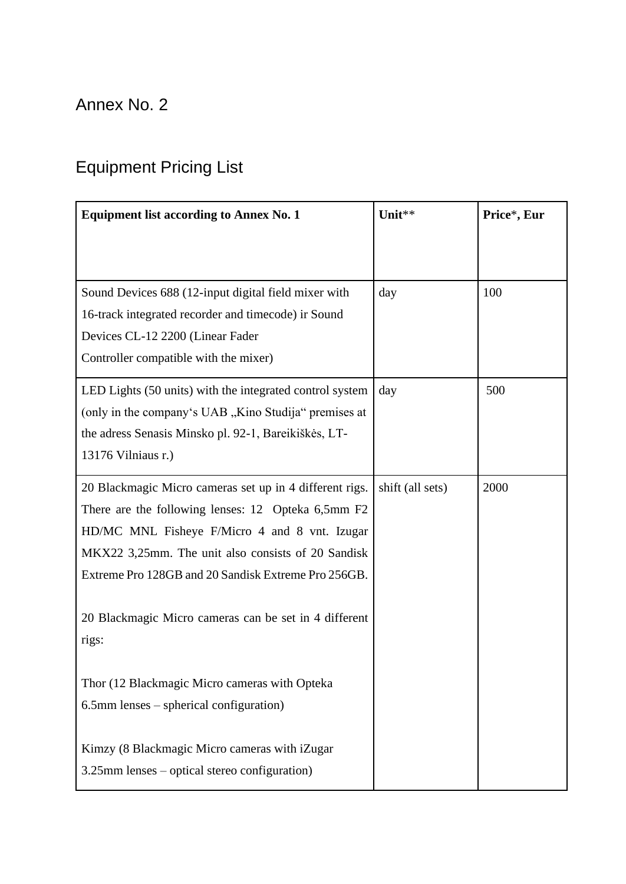# Annex No. 2

## Equipment Pricing List

| **Equipment list according to Annex No. 1** | **Unit**\*\* | **Price\*, Eur** |
|---|---|---|
| Sound Devices 688 (12-input digital field mixer with 16-track integrated recorder and timecode) ir Sound Devices CL-12 2200 (Linear Fader Controller compatible with the mixer) | day | 100 |
| LED Lights (50 units) with the integrated control system (only in the company‘s UAB „Kino Studija“ premises at the adress Senasis Minsko pl. 92-1, Bareikiškės, LT-13176 Vilniaus r.) | day | 500 |
| 20 Blackmagic Micro cameras set up in 4 different rigs. There are the following lenses: 12 Opteka 6,5mm F2 HD/MC MNL Fisheye F/Micro 4 and 8 vnt. Izugar MKX22 3,25mm. The unit also consists of 20 Sandisk Extreme Pro 128GB and 20 Sandisk Extreme Pro 256GB.<br><br>20 Blackmagic Micro cameras can be set in 4 different rigs:<br><br>Thor (12 Blackmagic Micro cameras with Opteka 6.5mm lenses – spherical configuration)<br><br>Kimzy (8 Blackmagic Micro cameras with iZugar 3.25mm lenses – optical stereo configuration) | shift (all sets) | 2000 |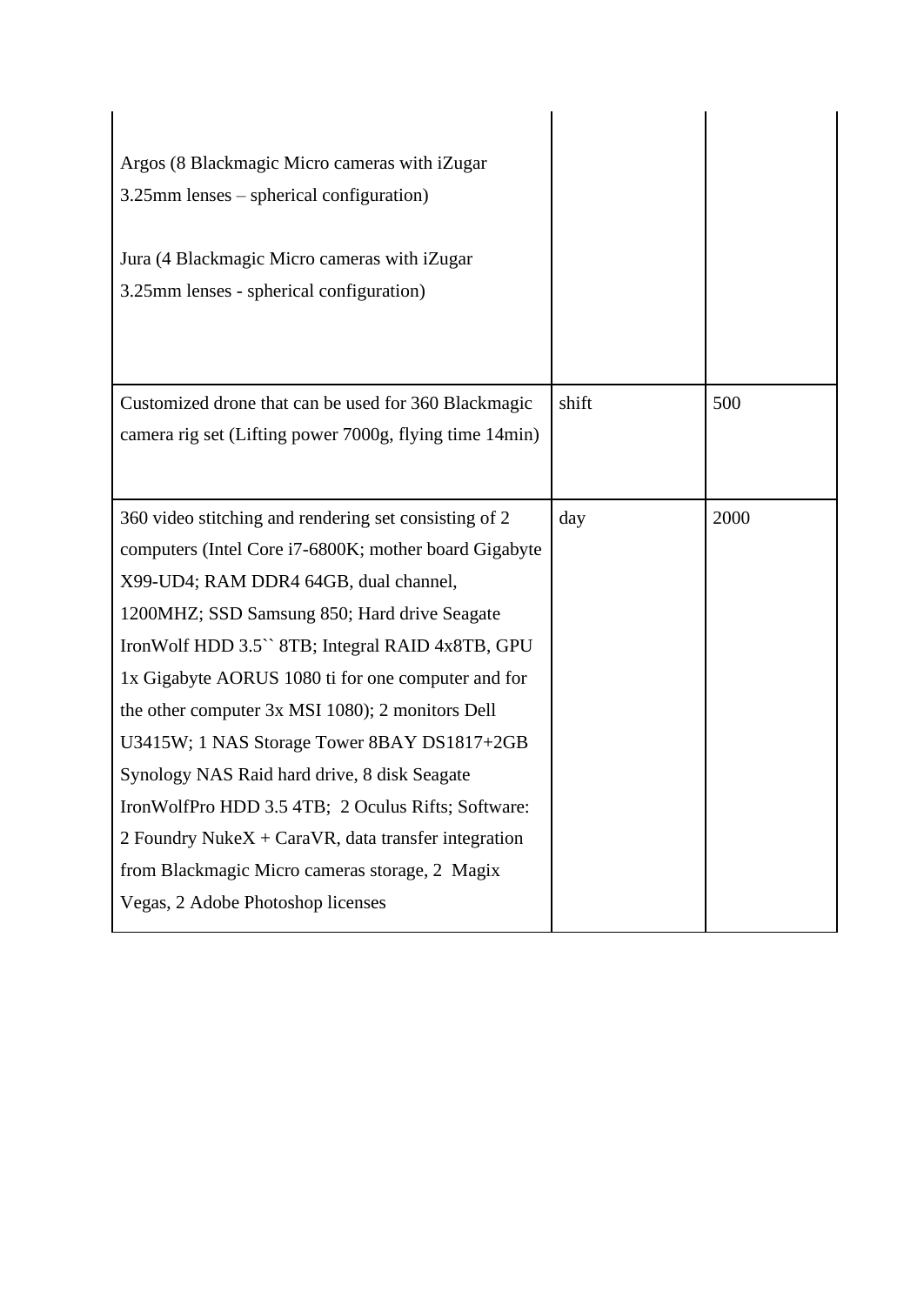| | | |
|---|---|---|
| Argos (8 Blackmagic Micro cameras with iZugar 3.25mm lenses – spherical configuration)<br><br>Jura (4 Blackmagic Micro cameras with iZugar 3.25mm lenses - spherical configuration) | | |
| Customized drone that can be used for 360 Blackmagic camera rig set (Lifting power 7000g, flying time 14min) | shift | 500 |
| 360 video stitching and rendering set consisting of 2 computers (Intel Core i7-6800K; mother board Gigabyte X99-UD4; RAM DDR4 64GB, dual channel, 1200MHZ; SSD Samsung 850; Hard drive Seagate IronWolf HDD 3.5`` 8TB; Integral RAID 4x8TB, GPU 1x Gigabyte AORUS 1080 ti for one computer and for the other computer 3x MSI 1080); 2 monitors Dell U3415W; 1 NAS Storage Tower 8BAY DS1817+2GB Synology NAS Raid hard drive, 8 disk Seagate IronWolfPro HDD 3.5 4TB; 2 Oculus Rifts; Software: 2 Foundry NukeX + CaraVR, data transfer integration from Blackmagic Micro cameras storage, 2 Magix Vegas, 2 Adobe Photoshop licenses | day | 2000 |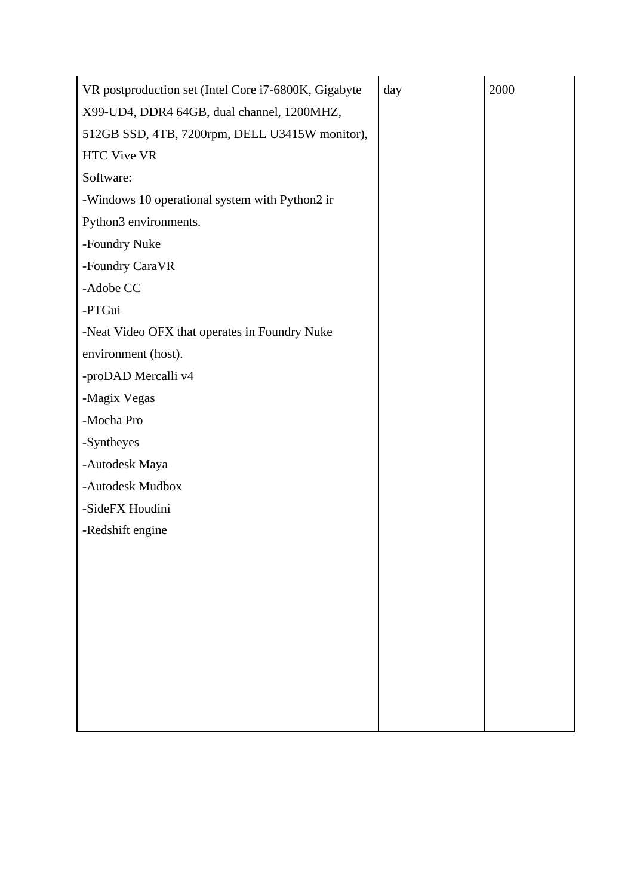| | | |
|---|---|---|
| VR postproduction set (Intel Core i7-6800K, Gigabyte X99-UD4, DDR4 64GB, dual channel, 1200MHZ, 512GB SSD, 4TB, 7200rpm, DELL U3415W monitor), HTC Vive VR<br>Software:<br>-Windows 10 operational system with Python2 ir Python3 environments.<br>-Foundry Nuke<br>-Foundry CaraVR<br>-Adobe CC<br>-PTGui<br>-Neat Video OFX that operates in Foundry Nuke environment (host).<br>-proDAD Mercalli v4<br>-Magix Vegas<br>-Mocha Pro<br>-Syntheyes<br>-Autodesk Maya<br>-Autodesk Mudbox<br>-SideFX Houdini<br>-Redshift engine | day | 2000 |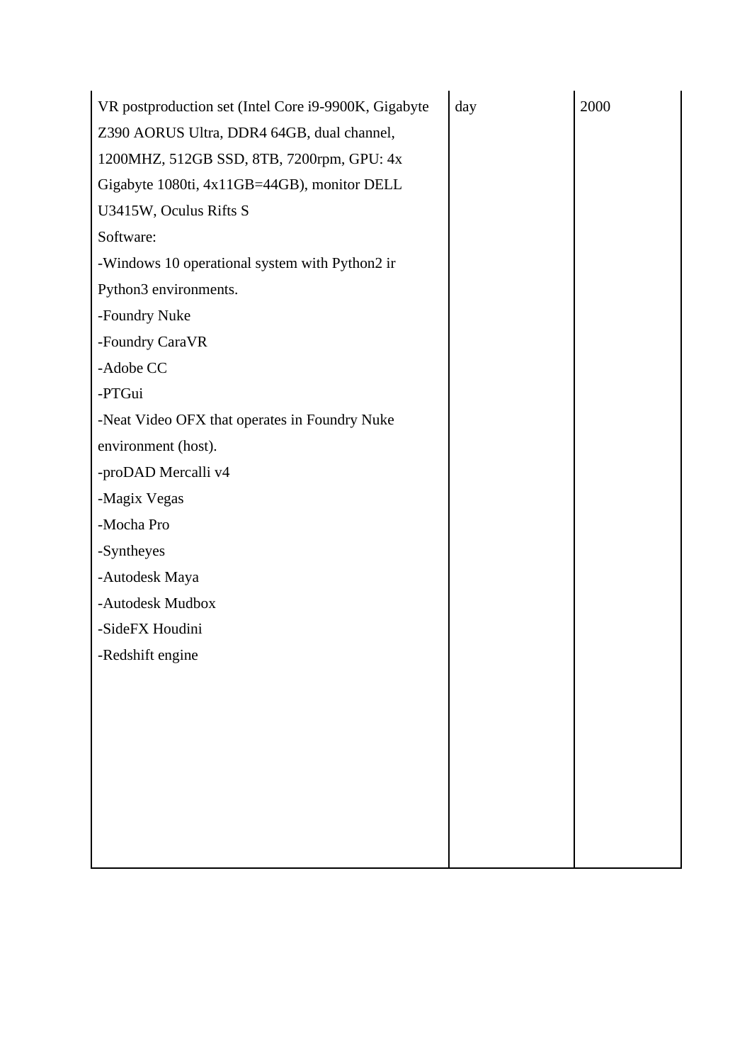| | | |
|---|---|---|
| VR postproduction set (Intel Core i9-9900K, Gigabyte Z390 AORUS Ultra, DDR4 64GB, dual channel, 1200MHZ, 512GB SSD, 8TB, 7200rpm, GPU: 4x Gigabyte 1080ti, 4x11GB=44GB), monitor DELL U3415W, Oculus Rifts S<br>Software:<br>-Windows 10 operational system with Python2 ir Python3 environments.<br>-Foundry Nuke<br>-Foundry CaraVR<br>-Adobe CC<br>-PTGui<br>-Neat Video OFX that operates in Foundry Nuke environment (host).<br>-proDAD Mercalli v4<br>-Magix Vegas<br>-Mocha Pro<br>-Syntheyes<br>-Autodesk Maya<br>-Autodesk Mudbox<br>-SideFX Houdini<br>-Redshift engine | day | 2000 |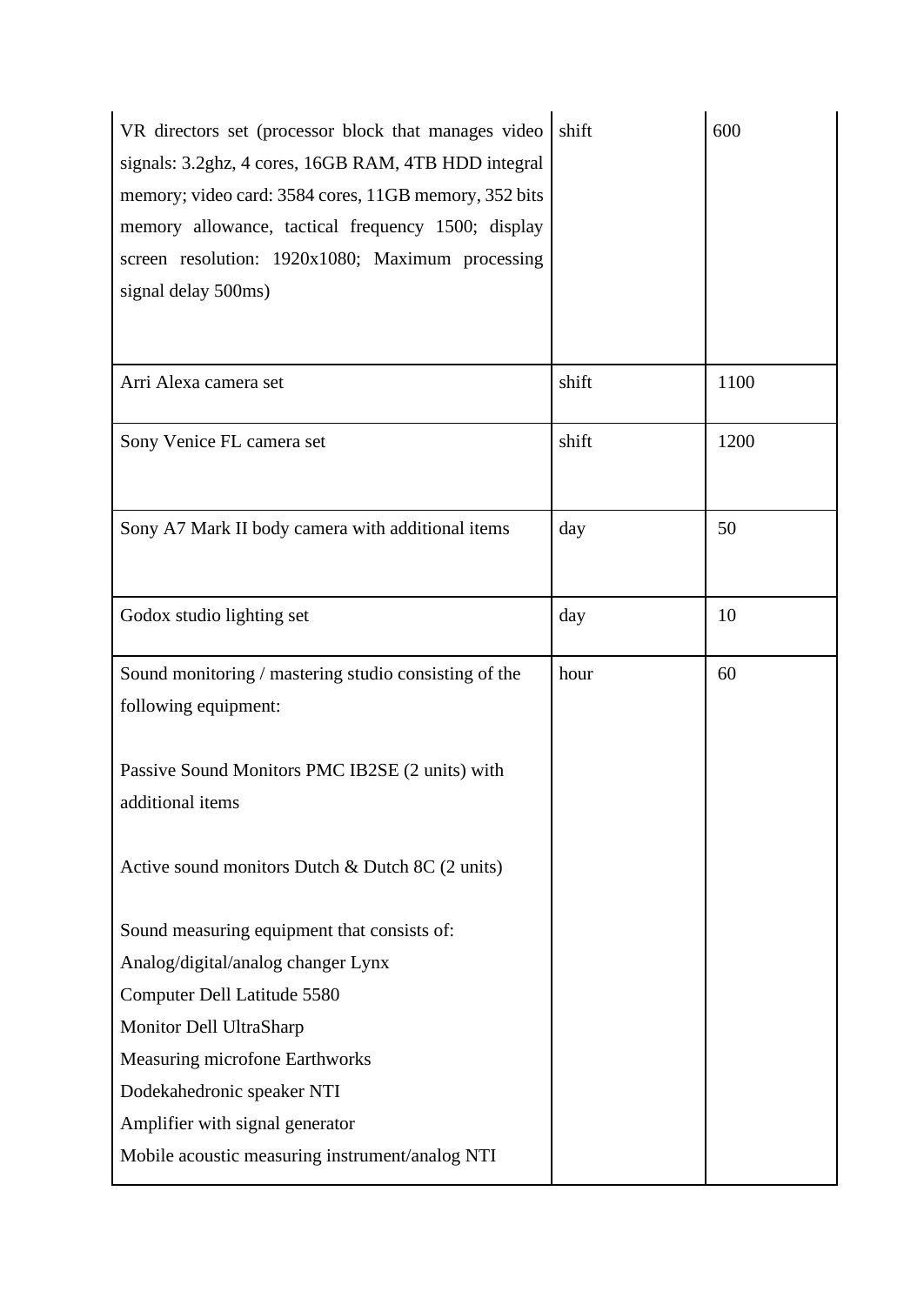| | | |
|---|---|---|
| VR directors set (processor block that manages video signals: 3.2ghz, 4 cores, 16GB RAM, 4TB HDD integral memory; video card: 3584 cores, 11GB memory, 352 bits memory allowance, tactical frequency 1500; display screen resolution: 1920x1080; Maximum processing signal delay 500ms) | shift | 600 |
| Arri Alexa camera set | shift | 1100 |
| Sony Venice FL camera set | shift | 1200 |
| Sony A7 Mark II body camera with additional items | day | 50 |
| Godox studio lighting set | day | 10 |
| Sound monitoring / mastering studio consisting of the following equipment:<br><br>Passive Sound Monitors PMC IB2SE (2 units) with additional items<br><br>Active sound monitors Dutch & Dutch 8C (2 units)<br><br>Sound measuring equipment that consists of:<br>Analog/digital/analog changer Lynx<br>Computer Dell Latitude 5580<br>Monitor Dell UltraSharp<br>Measuring microfone Earthworks<br>Dodekahedronic speaker NTI<br>Amplifier with signal generator<br>Mobile acoustic measuring instrument/analog NTI | hour | 60 |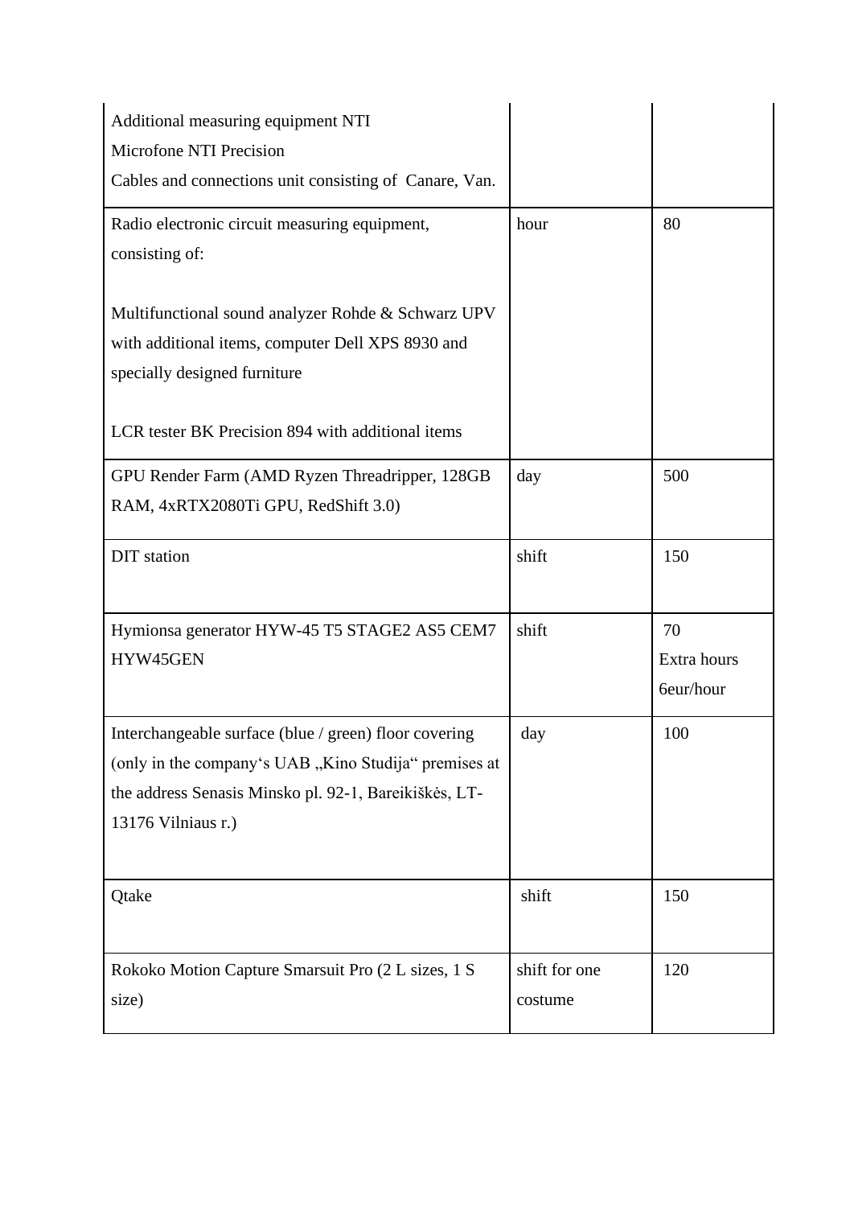| | | |
|---|---|---|
| Additional measuring equipment NTI<br>Microfone NTI Precision<br>Cables and connections unit consisting of Canare, Van. | | |
| Radio electronic circuit measuring equipment, consisting of:<br><br>Multifunctional sound analyzer Rohde & Schwarz UPV with additional items, computer Dell XPS 8930 and specially designed furniture<br><br>LCR tester BK Precision 894 with additional items | hour | 80 |
| GPU Render Farm (AMD Ryzen Threadripper, 128GB RAM, 4xRTX2080Ti GPU, RedShift 3.0) | day | 500 |
| DIT station | shift | 150 |
| Hymionsa generator HYW-45 T5 STAGE2 AS5 CEM7 HYW45GEN | shift | 70<br>Extra hours 6eur/hour |
| Interchangeable surface (blue / green) floor covering (only in the company's UAB „Kino Studija" premises at the address Senasis Minsko pl. 92-1, Bareikiškės, LT-13176 Vilniaus r.) | day | 100 |
| Qtake | shift | 150 |
| Rokoko Motion Capture Smarsuit Pro (2 L sizes, 1 S size) | shift for one costume | 120 |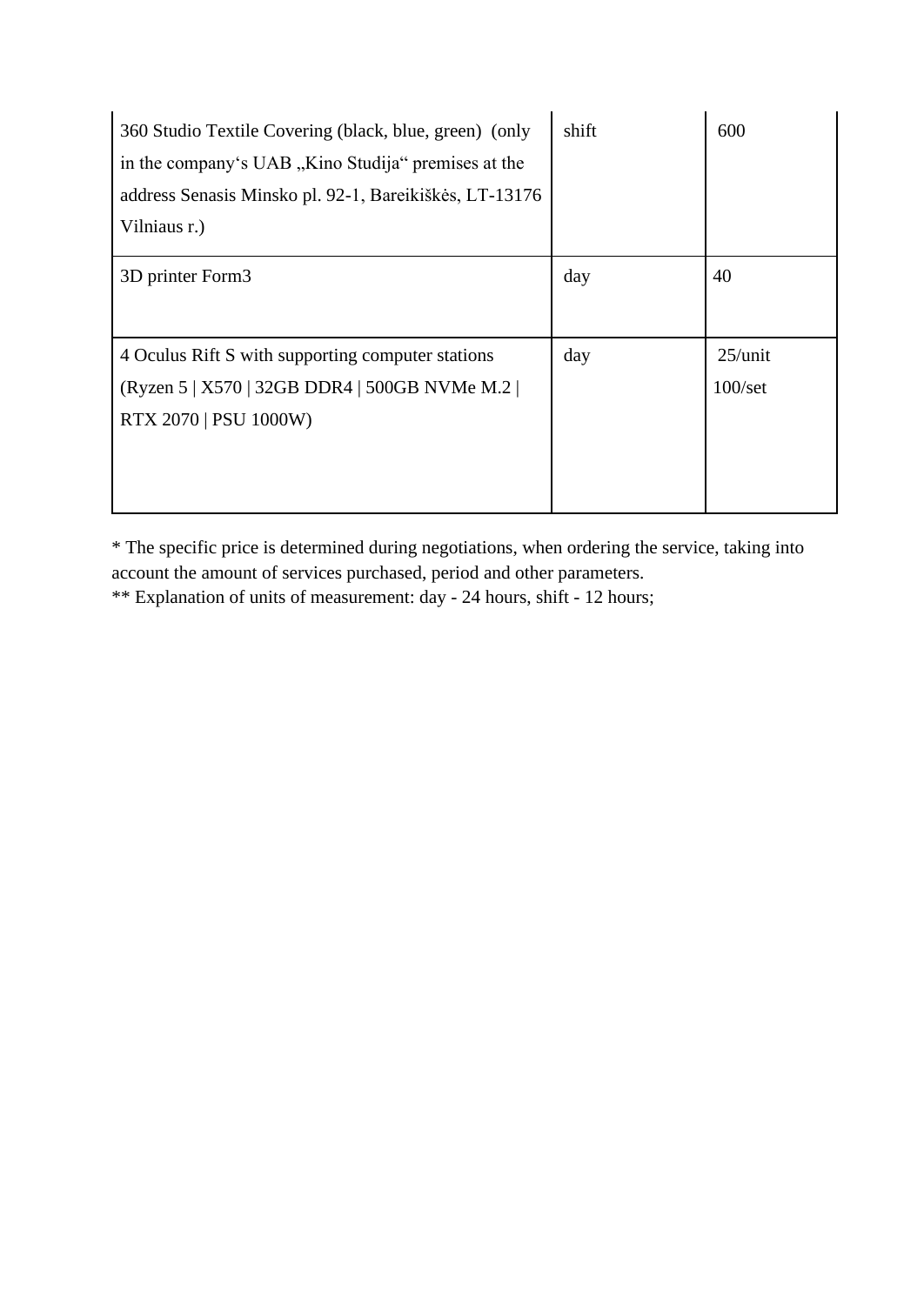| | | |
|---|---|---|
| 360 Studio Textile Covering (black, blue, green) (only in the company‘s UAB „Kino Studija“ premises at the address Senasis Minsko pl. 92-1, Bareikiškės, LT-13176 Vilniaus r.) | shift | 600 |
| 3D printer Form3 | day | 40 |
| 4 Oculus Rift S with supporting computer stations (Ryzen 5 \| X570 \| 32GB DDR4 \| 500GB NVMe M.2 \| RTX 2070 \| PSU 1000W) | day | 25/unit<br>100/set |

* The specific price is determined during negotiations, when ordering the service, taking into account the amount of services purchased, period and other parameters.
** Explanation of units of measurement: day - 24 hours, shift - 12 hours;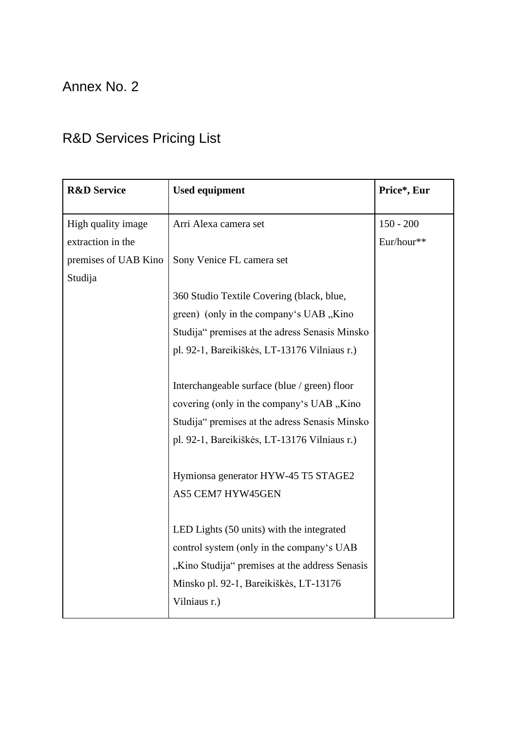# Annex No. 2

## R&D Services Pricing List

| R&D Service | Used equipment | Price*, Eur |
|---|---|---|
| High quality image extraction in the premises of UAB Kino Studija | Arri Alexa camera set<br><br>Sony Venice FL camera set<br><br>360 Studio Textile Covering (black, blue, green) (only in the company‘s UAB „Kino Studija“ premises at the adress Senasis Minsko pl. 92-1, Bareikiškės, LT-13176 Vilniaus r.)<br><br>Interchangeable surface (blue / green) floor covering (only in the company‘s UAB „Kino Studija“ premises at the adress Senasis Minsko pl. 92-1, Bareikiškės, LT-13176 Vilniaus r.)<br><br>Hymionsa generator HYW-45 T5 STAGE2 AS5 CEM7 HYW45GEN<br><br>LED Lights (50 units) with the integrated control system (only in the company‘s UAB „Kino Studija“ premises at the address Senasis Minsko pl. 92-1, Bareikiškės, LT-13176 Vilniaus r.) | 150 - 200 Eur/hour** |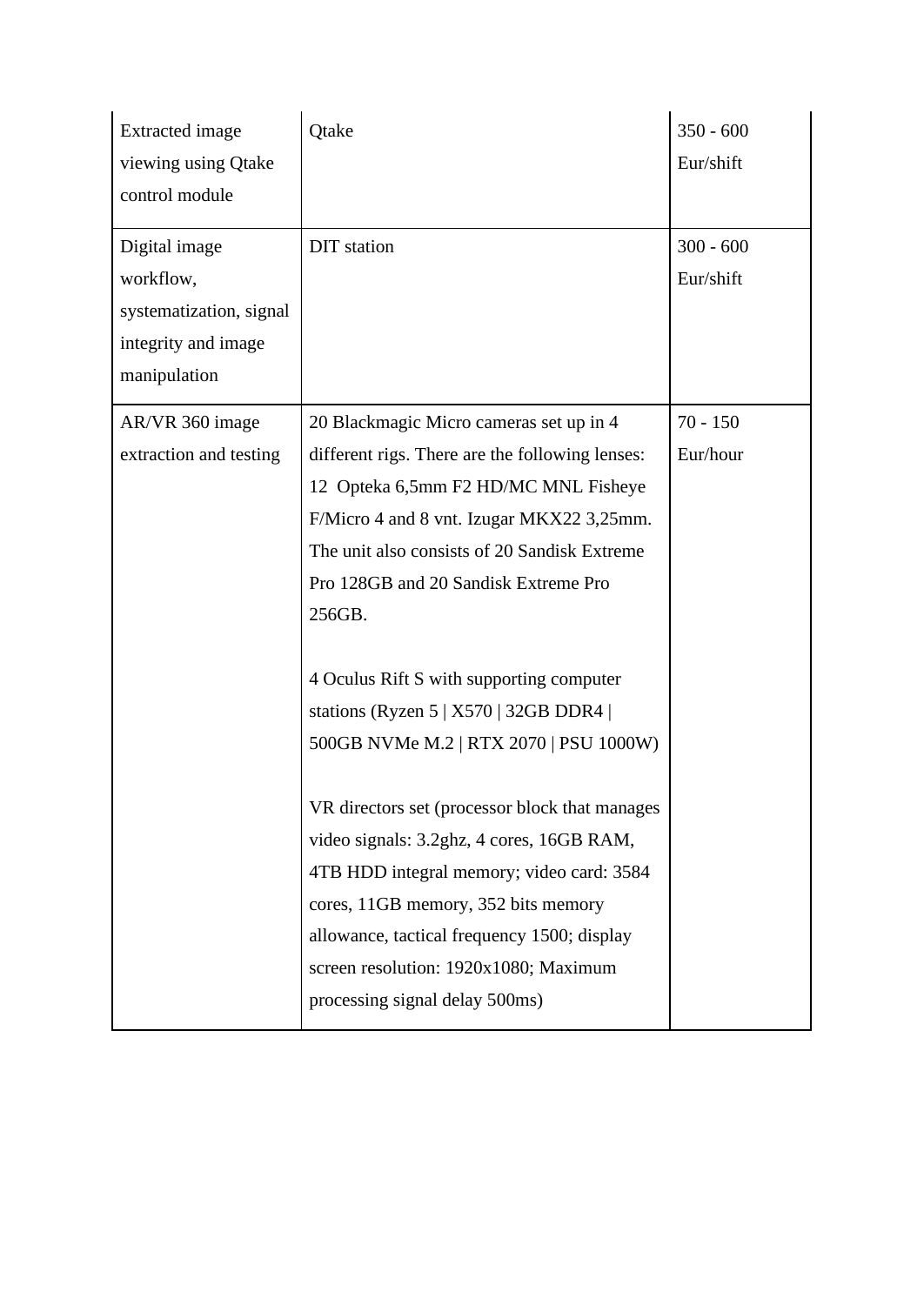| | | |
|---|---|---|
| Extracted image viewing using Qtake control module | Qtake | 350 - 600 Eur/shift |
| Digital image workflow, systematization, signal integrity and image manipulation | DIT station | 300 - 600 Eur/shift |
| AR/VR 360 image extraction and testing | 20 Blackmagic Micro cameras set up in 4 different rigs. There are the following lenses: 12 Opteka 6,5mm F2 HD/MC MNL Fisheye F/Micro 4 and 8 vnt. Izugar MKX22 3,25mm. The unit also consists of 20 Sandisk Extreme Pro 128GB and 20 Sandisk Extreme Pro 256GB.<br><br>4 Oculus Rift S with supporting computer stations (Ryzen 5 \| X570 \| 32GB DDR4 \| 500GB NVMe M.2 \| RTX 2070 \| PSU 1000W)<br><br>VR directors set (processor block that manages video signals: 3.2ghz, 4 cores, 16GB RAM, 4TB HDD integral memory; video card: 3584 cores, 11GB memory, 352 bits memory allowance, tactical frequency 1500; display screen resolution: 1920x1080; Maximum processing signal delay 500ms) | 70 - 150 Eur/hour |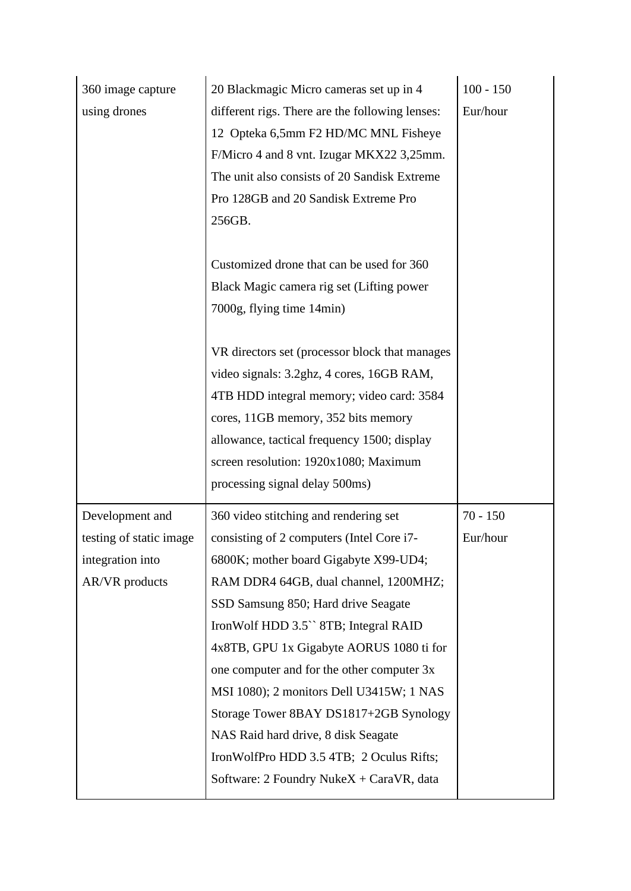| | | |
|---|---|---|
| 360 image capture using drones | 20 Blackmagic Micro cameras set up in 4 different rigs. There are the following lenses: 12 Opteka 6,5mm F2 HD/MC MNL Fisheye F/Micro 4 and 8 vnt. Izugar MKX22 3,25mm. The unit also consists of 20 Sandisk Extreme Pro 128GB and 20 Sandisk Extreme Pro 256GB.<br><br>Customized drone that can be used for 360 Black Magic camera rig set (Lifting power 7000g, flying time 14min)<br><br>VR directors set (processor block that manages video signals: 3.2ghz, 4 cores, 16GB RAM, 4TB HDD integral memory; video card: 3584 cores, 11GB memory, 352 bits memory allowance, tactical frequency 1500; display screen resolution: 1920x1080; Maximum processing signal delay 500ms) | 100 - 150 Eur/hour |
| Development and testing of static image integration into AR/VR products | 360 video stitching and rendering set consisting of 2 computers (Intel Core i7-6800K; mother board Gigabyte X99-UD4; RAM DDR4 64GB, dual channel, 1200MHZ; SSD Samsung 850; Hard drive Seagate IronWolf HDD 3.5`` 8TB; Integral RAID 4x8TB, GPU 1x Gigabyte AORUS 1080 ti for one computer and for the other computer 3x MSI 1080); 2 monitors Dell U3415W; 1 NAS Storage Tower 8BAY DS1817+2GB Synology NAS Raid hard drive, 8 disk Seagate IronWolfPro HDD 3.5 4TB; 2 Oculus Rifts; Software: 2 Foundry NukeX + CaraVR, data | 70 - 150 Eur/hour |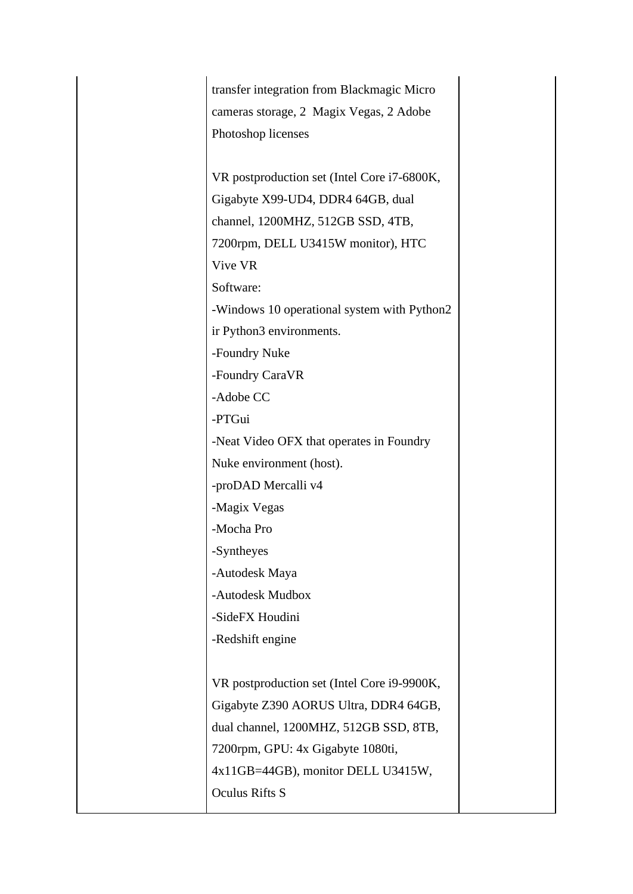| | | |
|---|---|---|
| | transfer integration from Blackmagic Micro cameras storage, 2 Magix Vegas, 2 Adobe Photoshop licenses<br><br>VR postproduction set (Intel Core i7-6800K, Gigabyte X99-UD4, DDR4 64GB, dual channel, 1200MHZ, 512GB SSD, 4TB, 7200rpm, DELL U3415W monitor), HTC Vive VR<br>Software:<br>-Windows 10 operational system with Python2 ir Python3 environments.<br>-Foundry Nuke<br>-Foundry CaraVR<br>-Adobe CC<br>-PTGui<br>-Neat Video OFX that operates in Foundry Nuke environment (host).<br>-proDAD Mercalli v4<br>-Magix Vegas<br>-Mocha Pro<br>-Syntheyes<br>-Autodesk Maya<br>-Autodesk Mudbox<br>-SideFX Houdini<br>-Redshift engine<br><br>VR postproduction set (Intel Core i9-9900K, Gigabyte Z390 AORUS Ultra, DDR4 64GB, dual channel, 1200MHZ, 512GB SSD, 8TB, 7200rpm, GPU: 4x Gigabyte 1080ti, 4x11GB=44GB), monitor DELL U3415W, Oculus Rifts S | |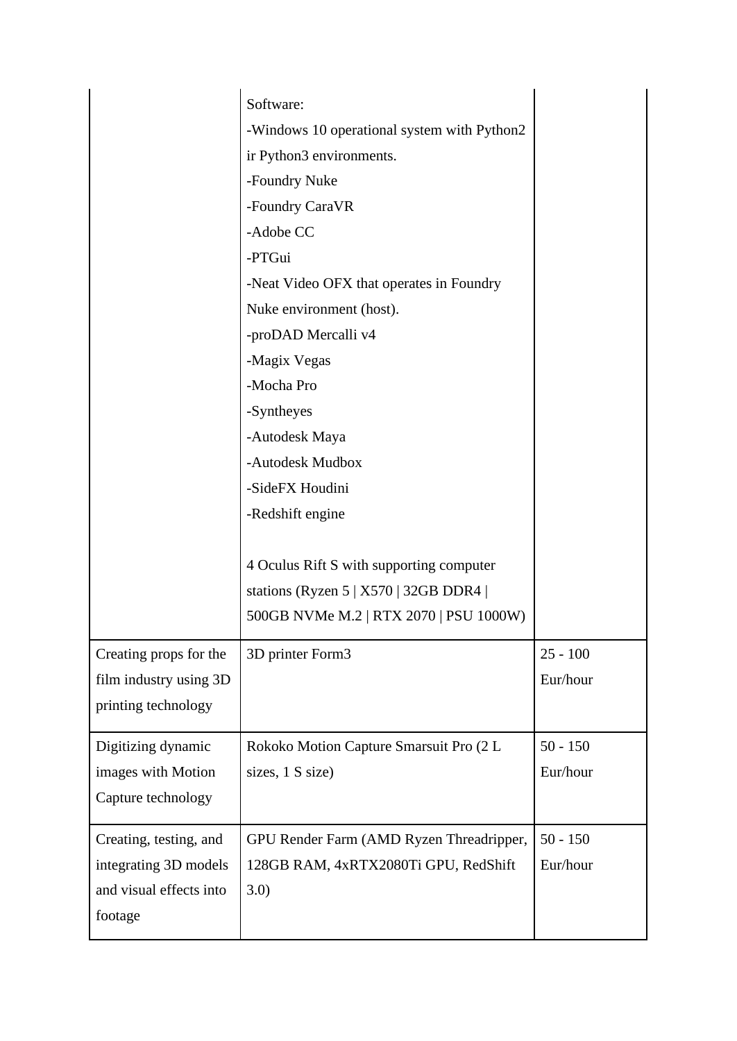| | | |
|---|---|---|
| | Software:<br>-Windows 10 operational system with Python2 ir Python3 environments.<br>-Foundry Nuke<br>-Foundry CaraVR<br>-Adobe CC<br>-PTGui<br>-Neat Video OFX that operates in Foundry Nuke environment (host).<br>-proDAD Mercalli v4<br>-Magix Vegas<br>-Mocha Pro<br>-Syntheyes<br>-Autodesk Maya<br>-Autodesk Mudbox<br>-SideFX Houdini<br>-Redshift engine<br><br>4 Oculus Rift S with supporting computer stations (Ryzen 5 \| X570 \| 32GB DDR4 \| 500GB NVMe M.2 \| RTX 2070 \| PSU 1000W) | |
| Creating props for the film industry using 3D printing technology | 3D printer Form3 | 25 - 100 Eur/hour |
| Digitizing dynamic images with Motion Capture technology | Rokoko Motion Capture Smarsuit Pro (2 L sizes, 1 S size) | 50 - 150 Eur/hour |
| Creating, testing, and integrating 3D models and visual effects into footage | GPU Render Farm (AMD Ryzen Threadripper, 128GB RAM, 4xRTX2080Ti GPU, RedShift 3.0) | 50 - 150 Eur/hour |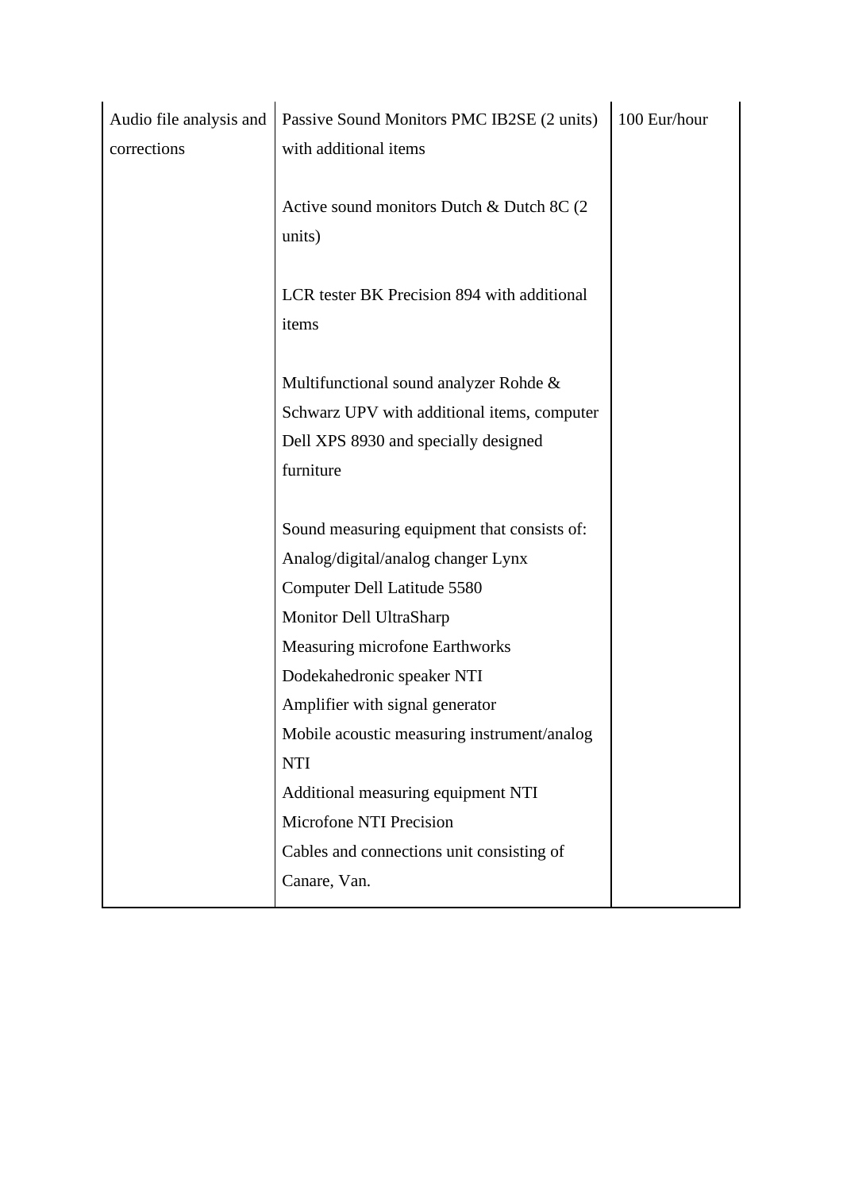| | | |
|---|---|---|
| Audio file analysis and corrections | Passive Sound Monitors PMC IB2SE (2 units) with additional items<br><br>Active sound monitors Dutch & Dutch 8C (2 units)<br><br>LCR tester BK Precision 894 with additional items<br><br>Multifunctional sound analyzer Rohde & Schwarz UPV with additional items, computer Dell XPS 8930 and specially designed furniture<br><br>Sound measuring equipment that consists of:<br>Analog/digital/analog changer Lynx<br>Computer Dell Latitude 5580<br>Monitor Dell UltraSharp<br>Measuring microfone Earthworks<br>Dodekahedronic speaker NTI<br>Amplifier with signal generator<br>Mobile acoustic measuring instrument/analog NTI<br>Additional measuring equipment NTI<br>Microfone NTI Precision<br>Cables and connections unit consisting of Canare, Van. | 100 Eur/hour |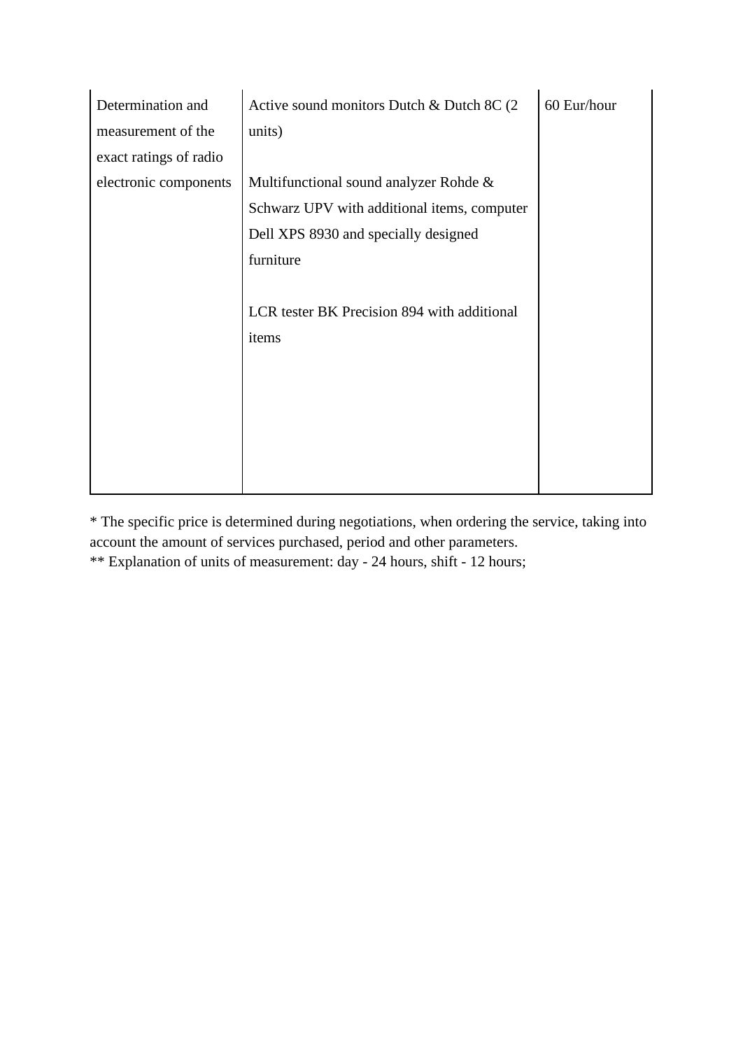| | | |
|---|---|---|
| Determination and measurement of the exact ratings of radio electronic components | Active sound monitors Dutch & Dutch 8C (2 units)<br><br>Multifunctional sound analyzer Rohde & Schwarz UPV with additional items, computer Dell XPS 8930 and specially designed furniture<br><br>LCR tester BK Precision 894 with additional items | 60 Eur/hour |

* The specific price is determined during negotiations, when ordering the service, taking into account the amount of services purchased, period and other parameters.
** Explanation of units of measurement: day - 24 hours, shift - 12 hours;